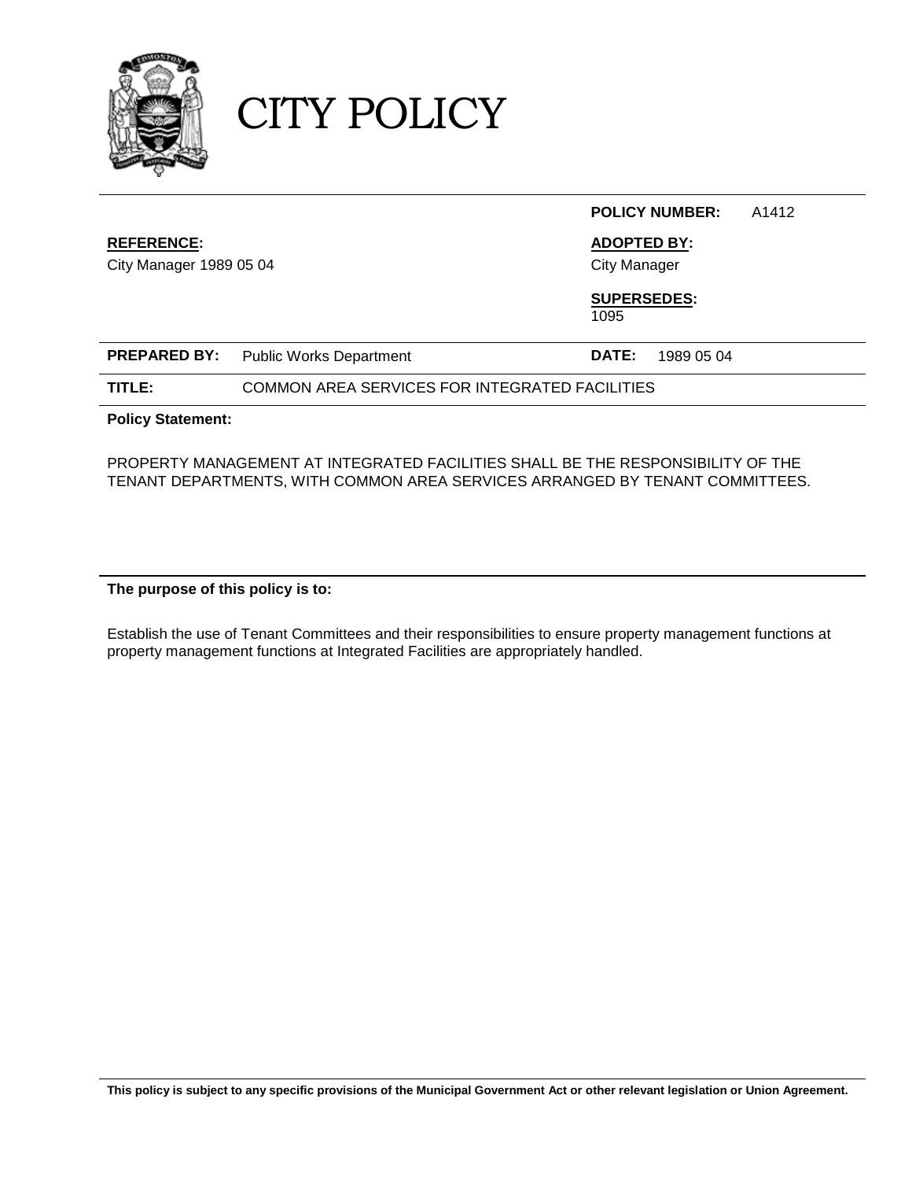# CITY POLICY

| | | | |
|---|---|---|---|
| | | **POLICY NUMBER:** | A1412 |
| **REFERENCE:** City Manager 1989 05 04 | | **ADOPTED BY:** City Manager | |
| | | **SUPERSEDES:** 1095 | |
| **PREPARED BY:** | Public Works Department | **DATE:** | 1989 05 04 |
| **TITLE:** | COMMON AREA SERVICES FOR INTEGRATED FACILITIES | | |

**Policy Statement:**

PROPERTY MANAGEMENT AT INTEGRATED FACILITIES SHALL BE THE RESPONSIBILITY OF THE TENANT DEPARTMENTS, WITH COMMON AREA SERVICES ARRANGED BY TENANT COMMITTEES.

**The purpose of this policy is to:**

Establish the use of Tenant Committees and their responsibilities to ensure property management functions at property management functions at Integrated Facilities are appropriately handled.

**This policy is subject to any specific provisions of the Municipal Government Act or other relevant legislation or Union Agreement.**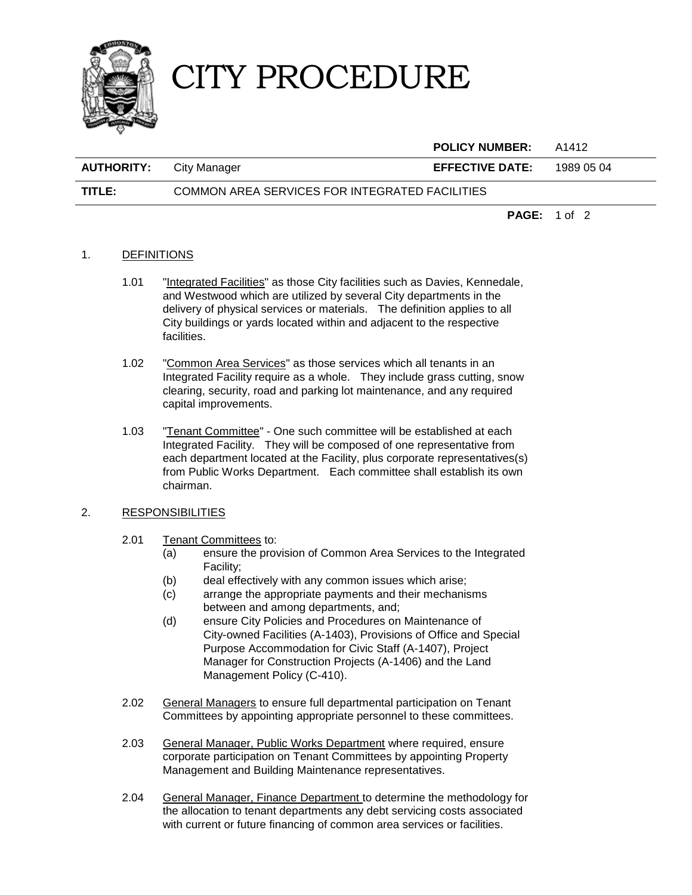# CITY PROCEDURE

| | | **POLICY NUMBER:** | A1412 |
|---|---|---|---|
| **AUTHORITY:** | City Manager | **EFFECTIVE DATE:** | 1989 05 04 |
| **TITLE:** | COMMON AREA SERVICES FOR INTEGRATED FACILITIES | | |

1. DEFINITIONS

   1.01 "Integrated Facilities" as those City facilities such as Davies, Kennedale, and Westwood which are utilized by several City departments in the delivery of physical services or materials. The definition applies to all City buildings or yards located within and adjacent to the respective facilities.

   1.02 "Common Area Services" as those services which all tenants in an Integrated Facility require as a whole. They include grass cutting, snow clearing, security, road and parking lot maintenance, and any required capital improvements.

   1.03 "Tenant Committee" - One such committee will be established at each Integrated Facility. They will be composed of one representative from each department located at the Facility, plus corporate representatives(s) from Public Works Department. Each committee shall establish its own chairman.

2. RESPONSIBILITIES

   2.01 Tenant Committees to:
   - (a) ensure the provision of Common Area Services to the Integrated Facility;
   - (b) deal effectively with any common issues which arise;
   - (c) arrange the appropriate payments and their mechanisms between and among departments, and;
   - (d) ensure City Policies and Procedures on Maintenance of City-owned Facilities (A-1403), Provisions of Office and Special Purpose Accommodation for Civic Staff (A-1407), Project Manager for Construction Projects (A-1406) and the Land Management Policy (C-410).

   2.02 General Managers to ensure full departmental participation on Tenant Committees by appointing appropriate personnel to these committees.

   2.03 General Manager, Public Works Department where required, ensure corporate participation on Tenant Committees by appointing Property Management and Building Maintenance representatives.

   2.04 General Manager, Finance Department to determine the methodology for the allocation to tenant departments any debt servicing costs associated with current or future financing of common area services or facilities.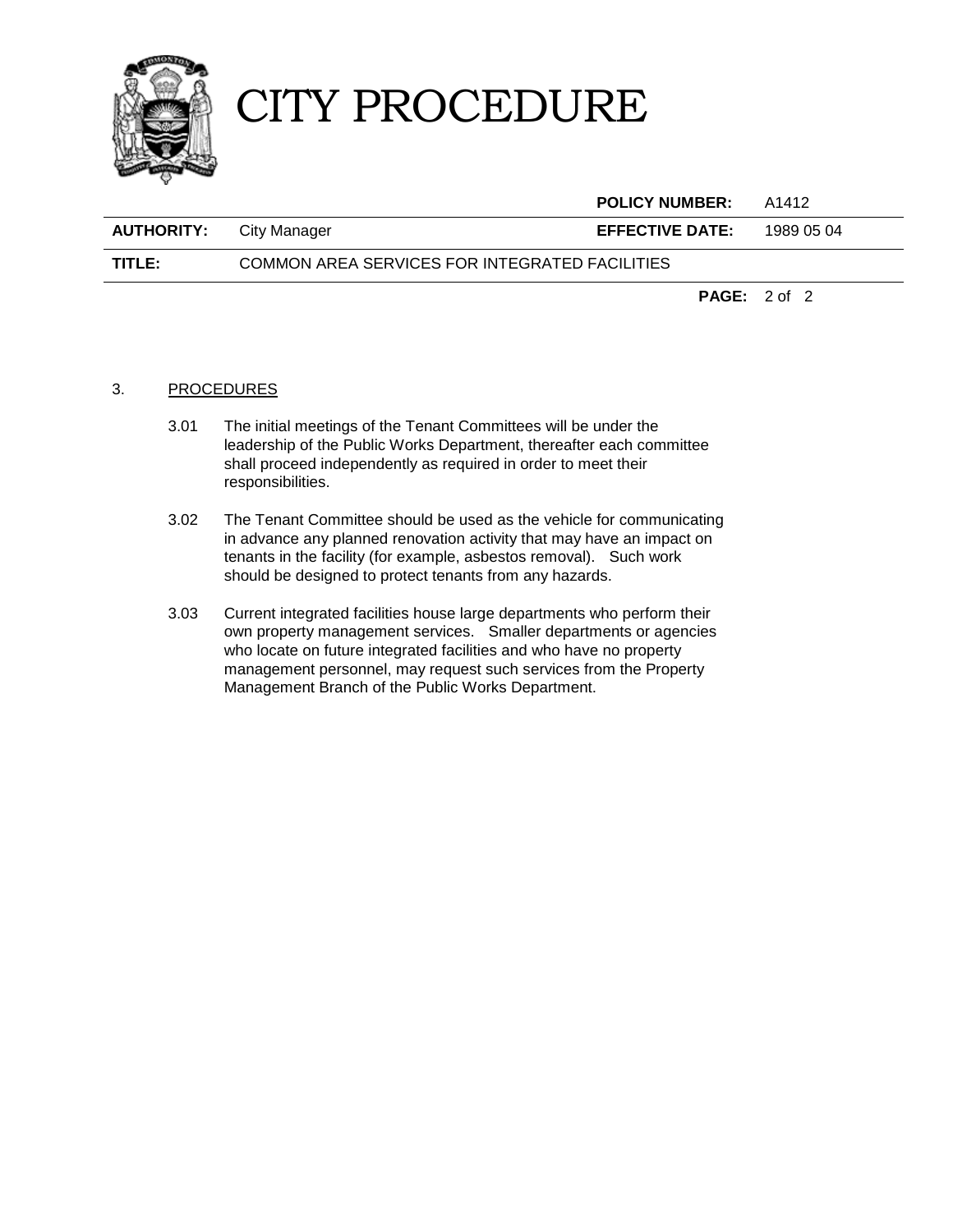## 3. PROCEDURES

3.01 The initial meetings of the Tenant Committees will be under the leadership of the Public Works Department, thereafter each committee shall proceed independently as required in order to meet their responsibilities.

3.02 The Tenant Committee should be used as the vehicle for communicating in advance any planned renovation activity that may have an impact on tenants in the facility (for example, asbestos removal). Such work should be designed to protect tenants from any hazards.

3.03 Current integrated facilities house large departments who perform their own property management services. Smaller departments or agencies who locate on future integrated facilities and who have no property management personnel, may request such services from the Property Management Branch of the Public Works Department.